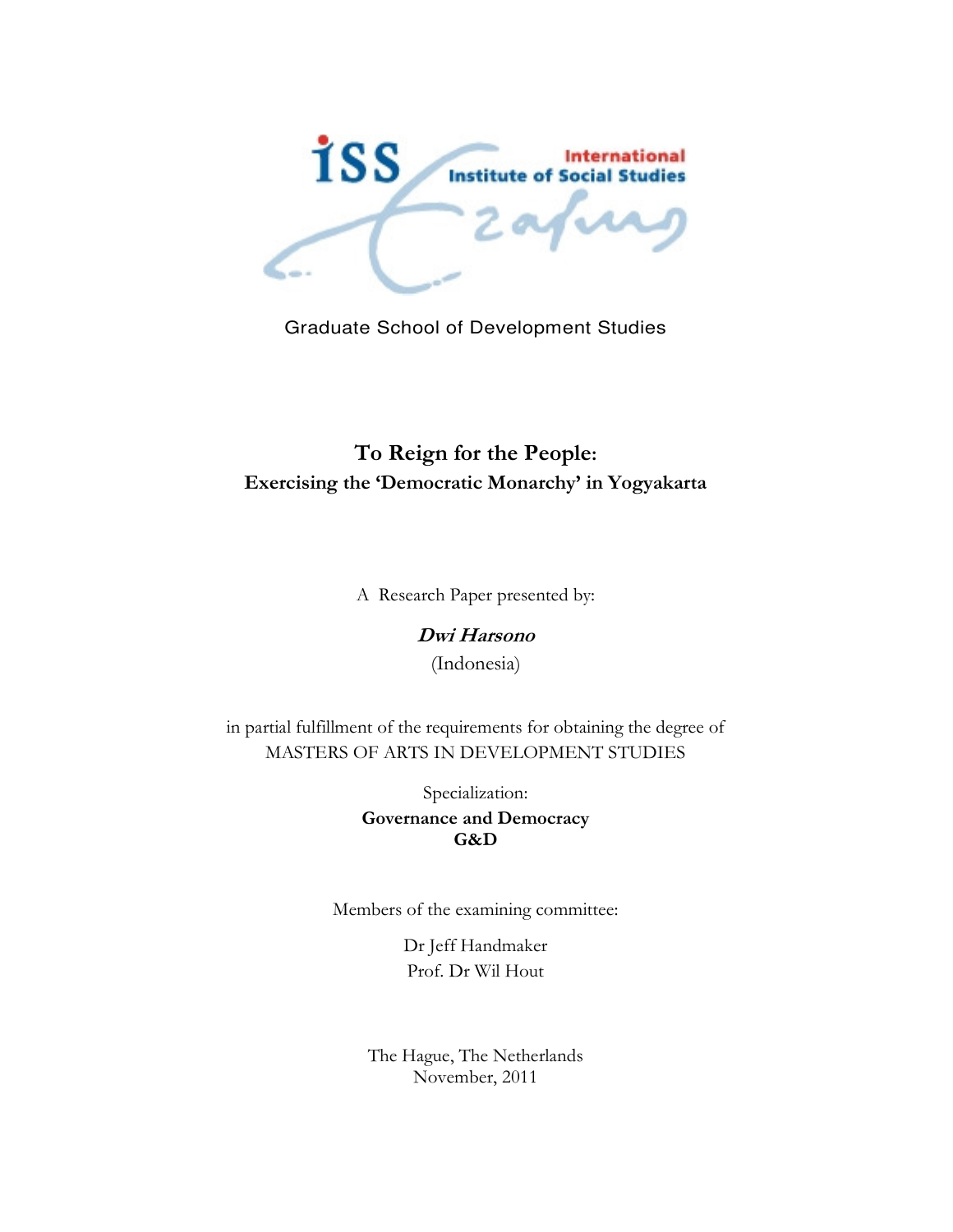ISS International Institute of Social Studies

Graduate School of Development Studies

# To Reign for the People:

## Exercising the 'Democratic Monarchy' in Yogyakarta

A Research Paper presented by:

***Dwi Harsono***

(Indonesia)

in partial fulfillment of the requirements for obtaining the degree of
MASTERS OF ARTS IN DEVELOPMENT STUDIES

Specialization:

**Governance and Democracy**
**G&D**

Members of the examining committee:

Dr Jeff Handmaker
Prof. Dr Wil Hout

The Hague, The Netherlands
November, 2011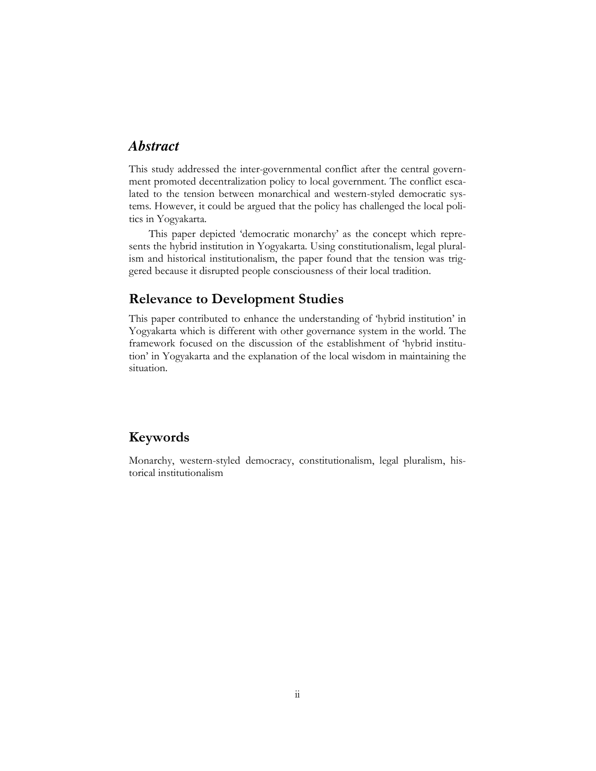## *Abstract*

This study addressed the inter-governmental conflict after the central government promoted decentralization policy to local government. The conflict escalated to the tension between monarchical and western-styled democratic systems. However, it could be argued that the policy has challenged the local politics in Yogyakarta.

This paper depicted 'democratic monarchy' as the concept which represents the hybrid institution in Yogyakarta. Using constitutionalism, legal pluralism and historical institutionalism, the paper found that the tension was triggered because it disrupted people consciousness of their local tradition.

## Relevance to Development Studies

This paper contributed to enhance the understanding of 'hybrid institution' in Yogyakarta which is different with other governance system in the world. The framework focused on the discussion of the establishment of 'hybrid institution' in Yogyakarta and the explanation of the local wisdom in maintaining the situation.

## Keywords

Monarchy, western-styled democracy, constitutionalism, legal pluralism, historical institutionalism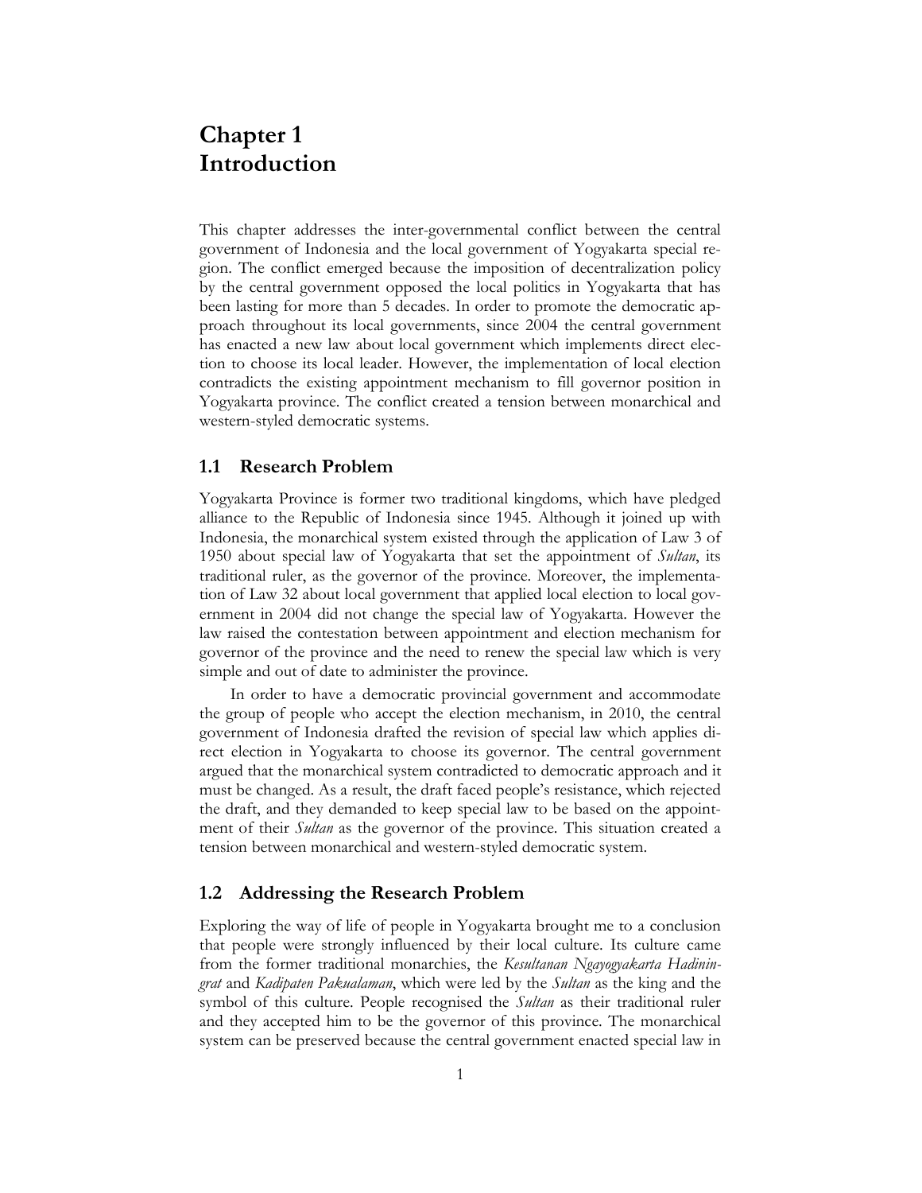# Chapter 1
# Introduction

This chapter addresses the inter-governmental conflict between the central government of Indonesia and the local government of Yogyakarta special region. The conflict emerged because the imposition of decentralization policy by the central government opposed the local politics in Yogyakarta that has been lasting for more than 5 decades. In order to promote the democratic approach throughout its local governments, since 2004 the central government has enacted a new law about local government which implements direct election to choose its local leader. However, the implementation of local election contradicts the existing appointment mechanism to fill governor position in Yogyakarta province. The conflict created a tension between monarchical and western-styled democratic systems.

## 1.1 Research Problem

Yogyakarta Province is former two traditional kingdoms, which have pledged alliance to the Republic of Indonesia since 1945. Although it joined up with Indonesia, the monarchical system existed through the application of Law 3 of 1950 about special law of Yogyakarta that set the appointment of *Sultan*, its traditional ruler, as the governor of the province. Moreover, the implementation of Law 32 about local government that applied local election to local government in 2004 did not change the special law of Yogyakarta. However the law raised the contestation between appointment and election mechanism for governor of the province and the need to renew the special law which is very simple and out of date to administer the province.

In order to have a democratic provincial government and accommodate the group of people who accept the election mechanism, in 2010, the central government of Indonesia drafted the revision of special law which applies direct election in Yogyakarta to choose its governor. The central government argued that the monarchical system contradicted to democratic approach and it must be changed. As a result, the draft faced people's resistance, which rejected the draft, and they demanded to keep special law to be based on the appointment of their *Sultan* as the governor of the province. This situation created a tension between monarchical and western-styled democratic system.

## 1.2 Addressing the Research Problem

Exploring the way of life of people in Yogyakarta brought me to a conclusion that people were strongly influenced by their local culture. Its culture came from the former traditional monarchies, the *Kesultanan Ngayogyakarta Hadiningrat* and *Kadipaten Pakualaman*, which were led by the *Sultan* as the king and the symbol of this culture. People recognised the *Sultan* as their traditional ruler and they accepted him to be the governor of this province. The monarchical system can be preserved because the central government enacted special law in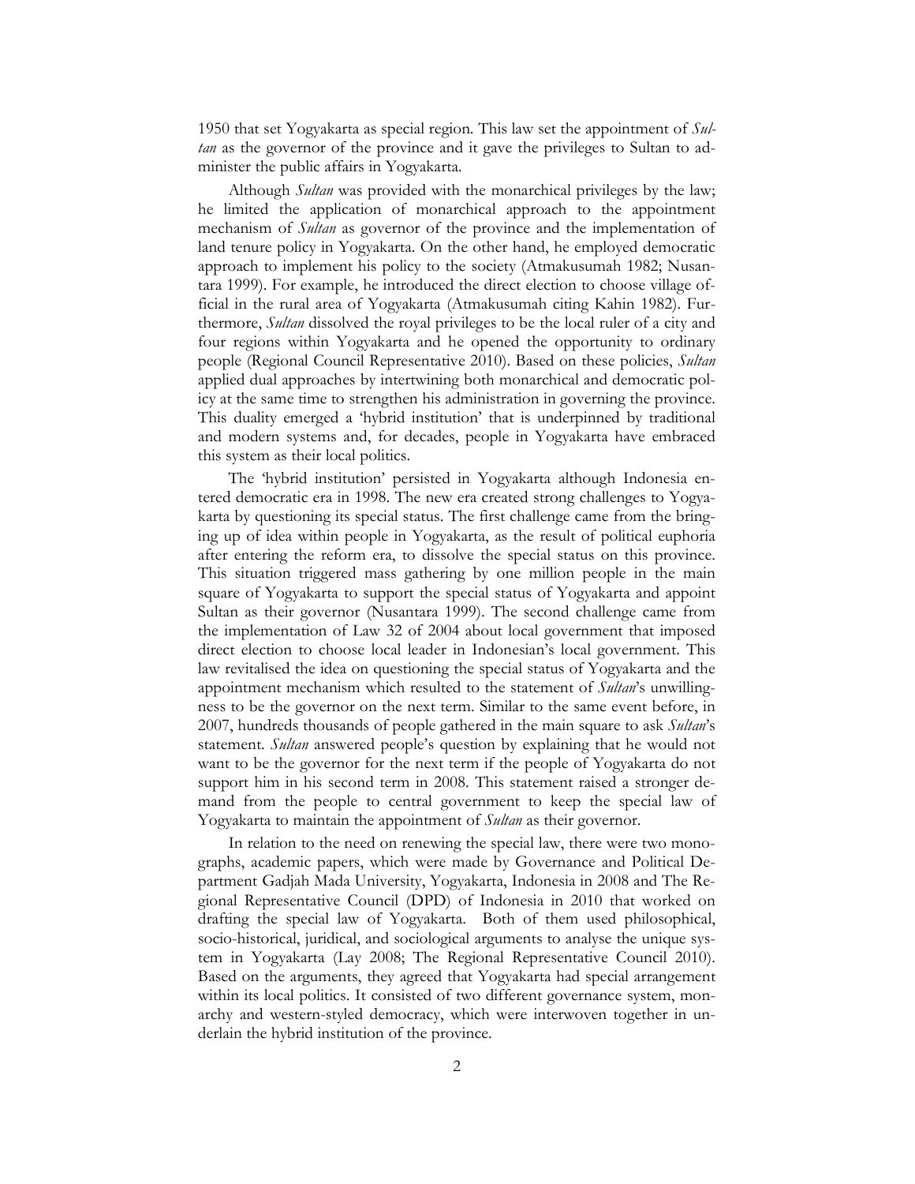1950 that set Yogyakarta as special region. This law set the appointment of *Sultan* as the governor of the province and it gave the privileges to Sultan to administer the public affairs in Yogyakarta.

Although *Sultan* was provided with the monarchical privileges by the law; he limited the application of monarchical approach to the appointment mechanism of *Sultan* as governor of the province and the implementation of land tenure policy in Yogyakarta. On the other hand, he employed democratic approach to implement his policy to the society (Atmakusumah 1982; Nusantara 1999). For example, he introduced the direct election to choose village official in the rural area of Yogyakarta (Atmakusumah citing Kahin 1982). Furthermore, *Sultan* dissolved the royal privileges to be the local ruler of a city and four regions within Yogyakarta and he opened the opportunity to ordinary people (Regional Council Representative 2010). Based on these policies, *Sultan* applied dual approaches by intertwining both monarchical and democratic policy at the same time to strengthen his administration in governing the province. This duality emerged a 'hybrid institution' that is underpinned by traditional and modern systems and, for decades, people in Yogyakarta have embraced this system as their local politics.

The 'hybrid institution' persisted in Yogyakarta although Indonesia entered democratic era in 1998. The new era created strong challenges to Yogyakarta by questioning its special status. The first challenge came from the bringing up of idea within people in Yogyakarta, as the result of political euphoria after entering the reform era, to dissolve the special status on this province. This situation triggered mass gathering by one million people in the main square of Yogyakarta to support the special status of Yogyakarta and appoint Sultan as their governor (Nusantara 1999). The second challenge came from the implementation of Law 32 of 2004 about local government that imposed direct election to choose local leader in Indonesian's local government. This law revitalised the idea on questioning the special status of Yogyakarta and the appointment mechanism which resulted to the statement of *Sultan*'s unwillingness to be the governor on the next term. Similar to the same event before, in 2007, hundreds thousands of people gathered in the main square to ask *Sultan*'s statement. *Sultan* answered people's question by explaining that he would not want to be the governor for the next term if the people of Yogyakarta do not support him in his second term in 2008. This statement raised a stronger demand from the people to central government to keep the special law of Yogyakarta to maintain the appointment of *Sultan* as their governor.

In relation to the need on renewing the special law, there were two monographs, academic papers, which were made by Governance and Political Department Gadjah Mada University, Yogyakarta, Indonesia in 2008 and The Regional Representative Council (DPD) of Indonesia in 2010 that worked on drafting the special law of Yogyakarta. Both of them used philosophical, socio-historical, juridical, and sociological arguments to analyse the unique system in Yogyakarta (Lay 2008; The Regional Representative Council 2010). Based on the arguments, they agreed that Yogyakarta had special arrangement within its local politics. It consisted of two different governance system, monarchy and western-styled democracy, which were interwoven together in underlain the hybrid institution of the province.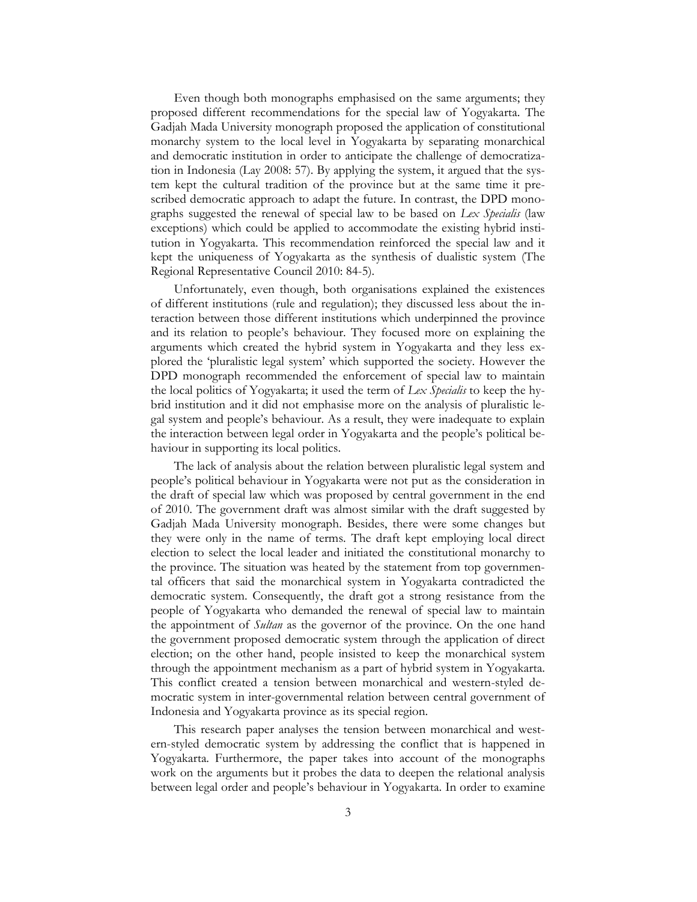Even though both monographs emphasised on the same arguments; they proposed different recommendations for the special law of Yogyakarta. The Gadjah Mada University monograph proposed the application of constitutional monarchy system to the local level in Yogyakarta by separating monarchical and democratic institution in order to anticipate the challenge of democratization in Indonesia (Lay 2008: 57). By applying the system, it argued that the system kept the cultural tradition of the province but at the same time it prescribed democratic approach to adapt the future. In contrast, the DPD monographs suggested the renewal of special law to be based on *Lex Specialis* (law exceptions) which could be applied to accommodate the existing hybrid institution in Yogyakarta. This recommendation reinforced the special law and it kept the uniqueness of Yogyakarta as the synthesis of dualistic system (The Regional Representative Council 2010: 84-5).

Unfortunately, even though, both organisations explained the existences of different institutions (rule and regulation); they discussed less about the interaction between those different institutions which underpinned the province and its relation to people's behaviour. They focused more on explaining the arguments which created the hybrid system in Yogyakarta and they less explored the 'pluralistic legal system' which supported the society. However the DPD monograph recommended the enforcement of special law to maintain the local politics of Yogyakarta; it used the term of *Lex Specialis* to keep the hybrid institution and it did not emphasise more on the analysis of pluralistic legal system and people's behaviour. As a result, they were inadequate to explain the interaction between legal order in Yogyakarta and the people's political behaviour in supporting its local politics.

The lack of analysis about the relation between pluralistic legal system and people's political behaviour in Yogyakarta were not put as the consideration in the draft of special law which was proposed by central government in the end of 2010. The government draft was almost similar with the draft suggested by Gadjah Mada University monograph. Besides, there were some changes but they were only in the name of terms. The draft kept employing local direct election to select the local leader and initiated the constitutional monarchy to the province. The situation was heated by the statement from top governmental officers that said the monarchical system in Yogyakarta contradicted the democratic system. Consequently, the draft got a strong resistance from the people of Yogyakarta who demanded the renewal of special law to maintain the appointment of *Sultan* as the governor of the province. On the one hand the government proposed democratic system through the application of direct election; on the other hand, people insisted to keep the monarchical system through the appointment mechanism as a part of hybrid system in Yogyakarta. This conflict created a tension between monarchical and western-styled democratic system in inter-governmental relation between central government of Indonesia and Yogyakarta province as its special region.

This research paper analyses the tension between monarchical and western-styled democratic system by addressing the conflict that is happened in Yogyakarta. Furthermore, the paper takes into account of the monographs work on the arguments but it probes the data to deepen the relational analysis between legal order and people's behaviour in Yogyakarta. In order to examine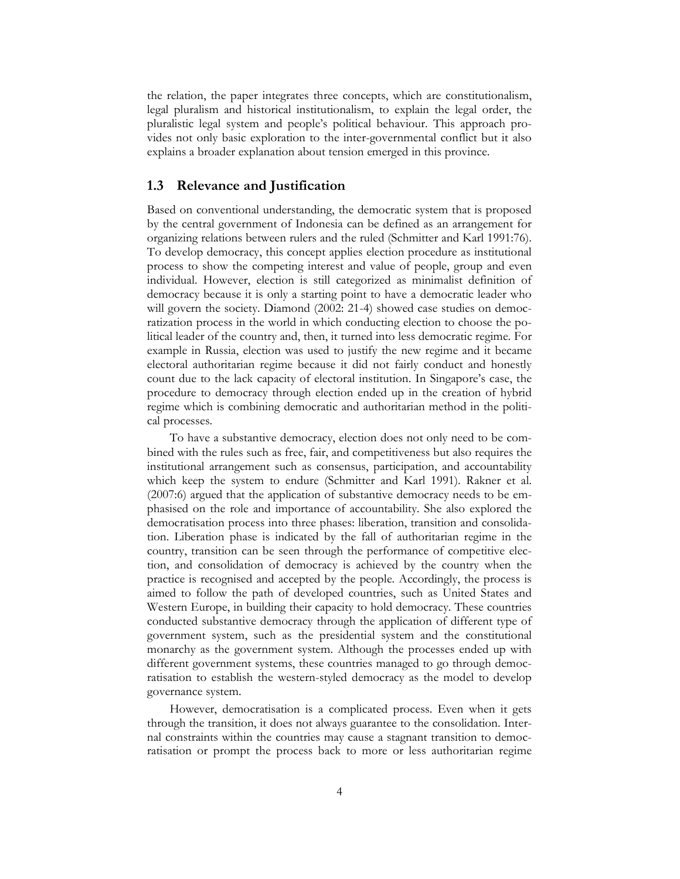the relation, the paper integrates three concepts, which are constitutionalism, legal pluralism and historical institutionalism, to explain the legal order, the pluralistic legal system and people's political behaviour. This approach provides not only basic exploration to the inter-governmental conflict but it also explains a broader explanation about tension emerged in this province.

## 1.3 Relevance and Justification

Based on conventional understanding, the democratic system that is proposed by the central government of Indonesia can be defined as an arrangement for organizing relations between rulers and the ruled (Schmitter and Karl 1991:76). To develop democracy, this concept applies election procedure as institutional process to show the competing interest and value of people, group and even individual. However, election is still categorized as minimalist definition of democracy because it is only a starting point to have a democratic leader who will govern the society. Diamond (2002: 21-4) showed case studies on democratization process in the world in which conducting election to choose the political leader of the country and, then, it turned into less democratic regime. For example in Russia, election was used to justify the new regime and it became electoral authoritarian regime because it did not fairly conduct and honestly count due to the lack capacity of electoral institution. In Singapore's case, the procedure to democracy through election ended up in the creation of hybrid regime which is combining democratic and authoritarian method in the political processes.

To have a substantive democracy, election does not only need to be combined with the rules such as free, fair, and competitiveness but also requires the institutional arrangement such as consensus, participation, and accountability which keep the system to endure (Schmitter and Karl 1991). Rakner et al. (2007:6) argued that the application of substantive democracy needs to be emphasised on the role and importance of accountability. She also explored the democratisation process into three phases: liberation, transition and consolidation. Liberation phase is indicated by the fall of authoritarian regime in the country, transition can be seen through the performance of competitive election, and consolidation of democracy is achieved by the country when the practice is recognised and accepted by the people. Accordingly, the process is aimed to follow the path of developed countries, such as United States and Western Europe, in building their capacity to hold democracy. These countries conducted substantive democracy through the application of different type of government system, such as the presidential system and the constitutional monarchy as the government system. Although the processes ended up with different government systems, these countries managed to go through democratisation to establish the western-styled democracy as the model to develop governance system.

However, democratisation is a complicated process. Even when it gets through the transition, it does not always guarantee to the consolidation. Internal constraints within the countries may cause a stagnant transition to democratisation or prompt the process back to more or less authoritarian regime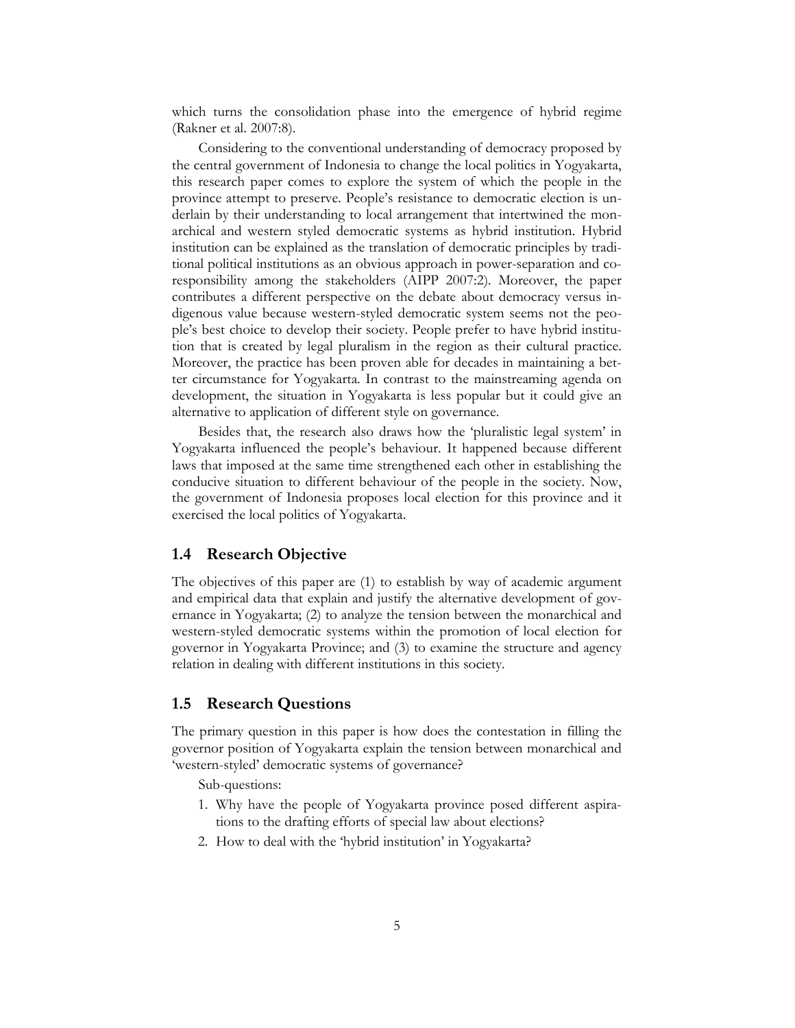which turns the consolidation phase into the emergence of hybrid regime (Rakner et al. 2007:8).

Considering to the conventional understanding of democracy proposed by the central government of Indonesia to change the local politics in Yogyakarta, this research paper comes to explore the system of which the people in the province attempt to preserve. People's resistance to democratic election is underlain by their understanding to local arrangement that intertwined the monarchical and western styled democratic systems as hybrid institution. Hybrid institution can be explained as the translation of democratic principles by traditional political institutions as an obvious approach in power-separation and co-responsibility among the stakeholders (AIPP 2007:2). Moreover, the paper contributes a different perspective on the debate about democracy versus indigenous value because western-styled democratic system seems not the people's best choice to develop their society. People prefer to have hybrid institution that is created by legal pluralism in the region as their cultural practice. Moreover, the practice has been proven able for decades in maintaining a better circumstance for Yogyakarta. In contrast to the mainstreaming agenda on development, the situation in Yogyakarta is less popular but it could give an alternative to application of different style on governance.

Besides that, the research also draws how the 'pluralistic legal system' in Yogyakarta influenced the people's behaviour. It happened because different laws that imposed at the same time strengthened each other in establishing the conducive situation to different behaviour of the people in the society. Now, the government of Indonesia proposes local election for this province and it exercised the local politics of Yogyakarta.

## 1.4 Research Objective

The objectives of this paper are (1) to establish by way of academic argument and empirical data that explain and justify the alternative development of governance in Yogyakarta; (2) to analyze the tension between the monarchical and western-styled democratic systems within the promotion of local election for governor in Yogyakarta Province; and (3) to examine the structure and agency relation in dealing with different institutions in this society.

## 1.5 Research Questions

The primary question in this paper is how does the contestation in filling the governor position of Yogyakarta explain the tension between monarchical and 'western-styled' democratic systems of governance?

Sub-questions:

1. Why have the people of Yogyakarta province posed different aspirations to the drafting efforts of special law about elections?
2. How to deal with the 'hybrid institution' in Yogyakarta?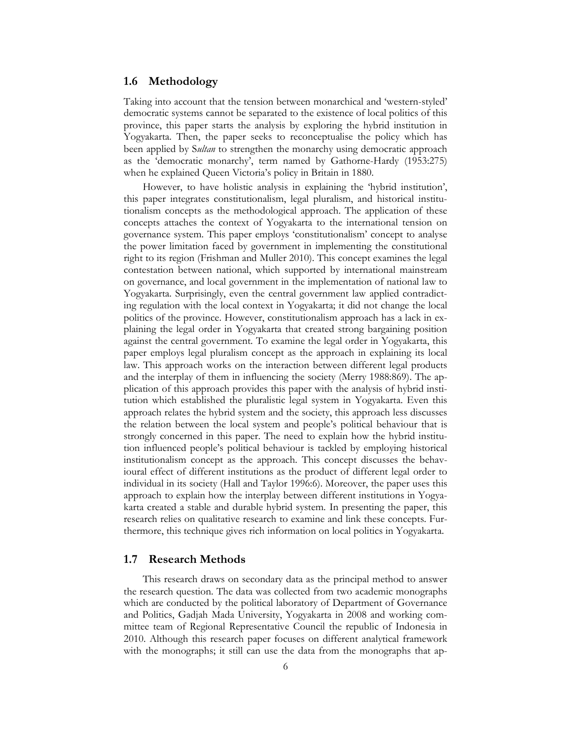## 1.6 Methodology

Taking into account that the tension between monarchical and 'western-styled' democratic systems cannot be separated to the existence of local politics of this province, this paper starts the analysis by exploring the hybrid institution in Yogyakarta. Then, the paper seeks to reconceptualise the policy which has been applied by S*ultan* to strengthen the monarchy using democratic approach as the 'democratic monarchy', term named by Gathorne-Hardy (1953:275) when he explained Queen Victoria's policy in Britain in 1880.

However, to have holistic analysis in explaining the 'hybrid institution', this paper integrates constitutionalism, legal pluralism, and historical institutionalism concepts as the methodological approach. The application of these concepts attaches the context of Yogyakarta to the international tension on governance system. This paper employs 'constitutionalism' concept to analyse the power limitation faced by government in implementing the constitutional right to its region (Frishman and Muller 2010). This concept examines the legal contestation between national, which supported by international mainstream on governance, and local government in the implementation of national law to Yogyakarta. Surprisingly, even the central government law applied contradicting regulation with the local context in Yogyakarta; it did not change the local politics of the province. However, constitutionalism approach has a lack in explaining the legal order in Yogyakarta that created strong bargaining position against the central government. To examine the legal order in Yogyakarta, this paper employs legal pluralism concept as the approach in explaining its local law. This approach works on the interaction between different legal products and the interplay of them in influencing the society (Merry 1988:869). The application of this approach provides this paper with the analysis of hybrid institution which established the pluralistic legal system in Yogyakarta. Even this approach relates the hybrid system and the society, this approach less discusses the relation between the local system and people's political behaviour that is strongly concerned in this paper. The need to explain how the hybrid institution influenced people's political behaviour is tackled by employing historical institutionalism concept as the approach. This concept discusses the behavioural effect of different institutions as the product of different legal order to individual in its society (Hall and Taylor 1996:6). Moreover, the paper uses this approach to explain how the interplay between different institutions in Yogyakarta created a stable and durable hybrid system. In presenting the paper, this research relies on qualitative research to examine and link these concepts. Furthermore, this technique gives rich information on local politics in Yogyakarta.

## 1.7 Research Methods

This research draws on secondary data as the principal method to answer the research question. The data was collected from two academic monographs which are conducted by the political laboratory of Department of Governance and Politics, Gadjah Mada University, Yogyakarta in 2008 and working committee team of Regional Representative Council the republic of Indonesia in 2010. Although this research paper focuses on different analytical framework with the monographs; it still can use the data from the monographs that ap-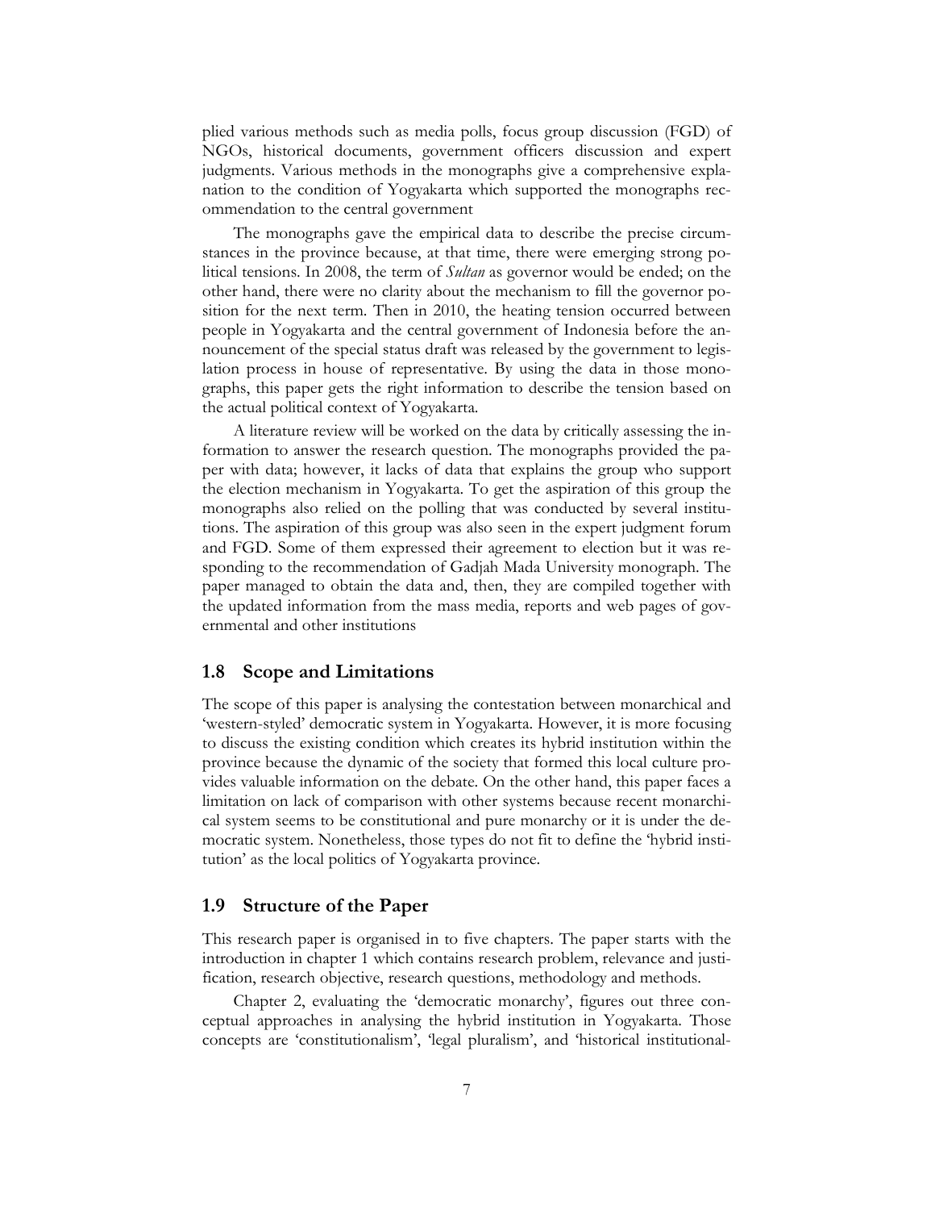plied various methods such as media polls, focus group discussion (FGD) of NGOs, historical documents, government officers discussion and expert judgments. Various methods in the monographs give a comprehensive explanation to the condition of Yogyakarta which supported the monographs recommendation to the central government

The monographs gave the empirical data to describe the precise circumstances in the province because, at that time, there were emerging strong political tensions. In 2008, the term of *Sultan* as governor would be ended; on the other hand, there were no clarity about the mechanism to fill the governor position for the next term. Then in 2010, the heating tension occurred between people in Yogyakarta and the central government of Indonesia before the announcement of the special status draft was released by the government to legislation process in house of representative. By using the data in those monographs, this paper gets the right information to describe the tension based on the actual political context of Yogyakarta.

A literature review will be worked on the data by critically assessing the information to answer the research question. The monographs provided the paper with data; however, it lacks of data that explains the group who support the election mechanism in Yogyakarta. To get the aspiration of this group the monographs also relied on the polling that was conducted by several institutions. The aspiration of this group was also seen in the expert judgment forum and FGD. Some of them expressed their agreement to election but it was responding to the recommendation of Gadjah Mada University monograph. The paper managed to obtain the data and, then, they are compiled together with the updated information from the mass media, reports and web pages of governmental and other institutions

## 1.8 Scope and Limitations

The scope of this paper is analysing the contestation between monarchical and 'western-styled' democratic system in Yogyakarta. However, it is more focusing to discuss the existing condition which creates its hybrid institution within the province because the dynamic of the society that formed this local culture provides valuable information on the debate. On the other hand, this paper faces a limitation on lack of comparison with other systems because recent monarchical system seems to be constitutional and pure monarchy or it is under the democratic system. Nonetheless, those types do not fit to define the 'hybrid institution' as the local politics of Yogyakarta province.

## 1.9 Structure of the Paper

This research paper is organised in to five chapters. The paper starts with the introduction in chapter 1 which contains research problem, relevance and justification, research objective, research questions, methodology and methods.

Chapter 2, evaluating the 'democratic monarchy', figures out three conceptual approaches in analysing the hybrid institution in Yogyakarta. Those concepts are 'constitutionalism', 'legal pluralism', and 'historical institutional-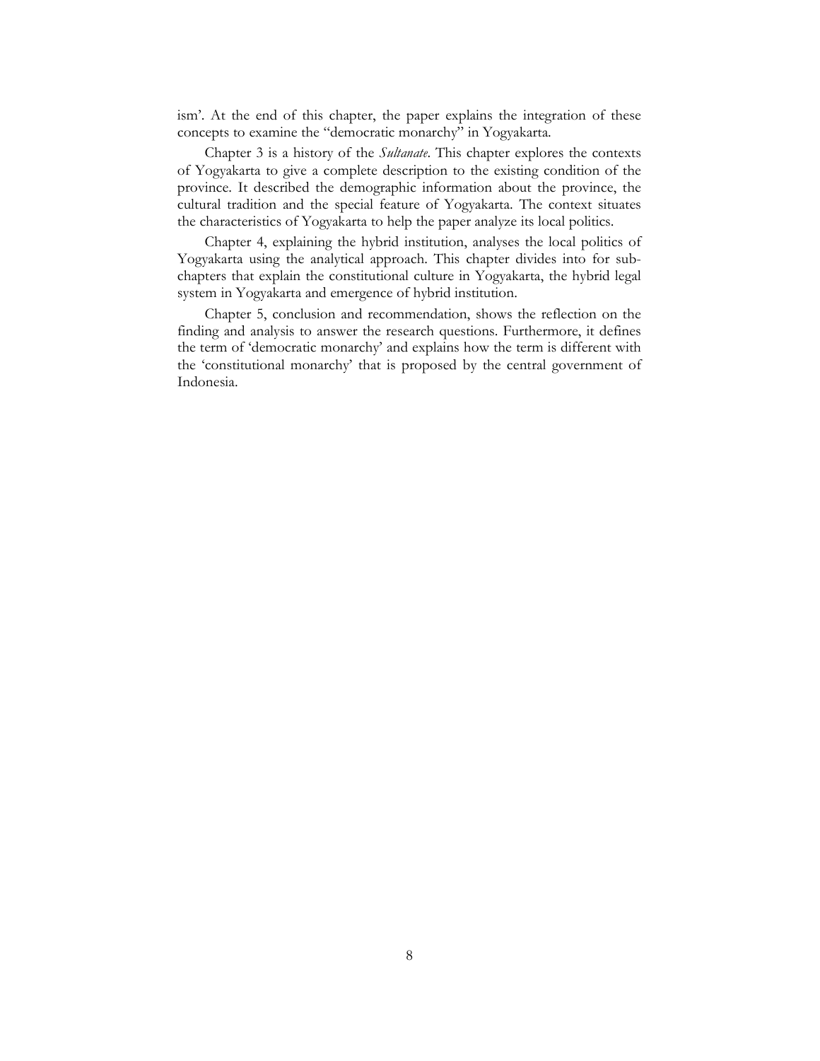ism'. At the end of this chapter, the paper explains the integration of these concepts to examine the "democratic monarchy" in Yogyakarta.

Chapter 3 is a history of the *Sultanate*. This chapter explores the contexts of Yogyakarta to give a complete description to the existing condition of the province. It described the demographic information about the province, the cultural tradition and the special feature of Yogyakarta. The context situates the characteristics of Yogyakarta to help the paper analyze its local politics.

Chapter 4, explaining the hybrid institution, analyses the local politics of Yogyakarta using the analytical approach. This chapter divides into for sub-chapters that explain the constitutional culture in Yogyakarta, the hybrid legal system in Yogyakarta and emergence of hybrid institution.

Chapter 5, conclusion and recommendation, shows the reflection on the finding and analysis to answer the research questions. Furthermore, it defines the term of 'democratic monarchy' and explains how the term is different with the 'constitutional monarchy' that is proposed by the central government of Indonesia.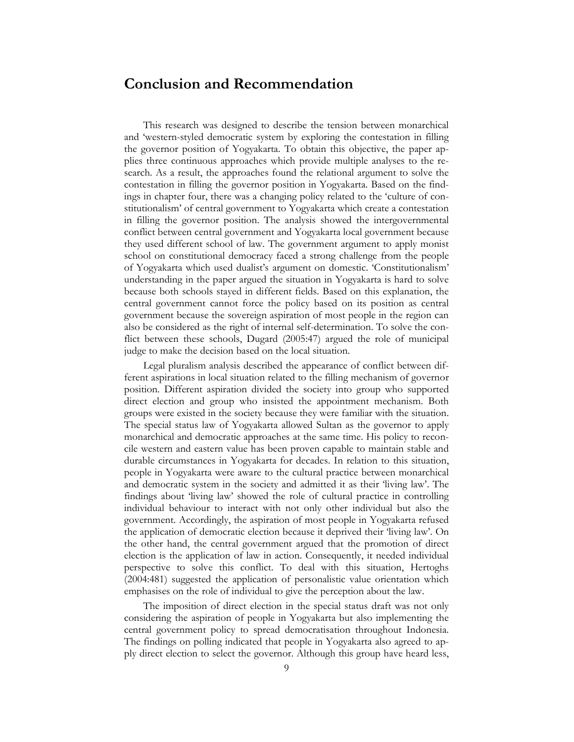# Conclusion and Recommendation

This research was designed to describe the tension between monarchical and 'western-styled democratic system by exploring the contestation in filling the governor position of Yogyakarta. To obtain this objective, the paper applies three continuous approaches which provide multiple analyses to the research. As a result, the approaches found the relational argument to solve the contestation in filling the governor position in Yogyakarta. Based on the findings in chapter four, there was a changing policy related to the 'culture of constitutionalism' of central government to Yogyakarta which create a contestation in filling the governor position. The analysis showed the intergovernmental conflict between central government and Yogyakarta local government because they used different school of law. The government argument to apply monist school on constitutional democracy faced a strong challenge from the people of Yogyakarta which used dualist's argument on domestic. 'Constitutionalism' understanding in the paper argued the situation in Yogyakarta is hard to solve because both schools stayed in different fields. Based on this explanation, the central government cannot force the policy based on its position as central government because the sovereign aspiration of most people in the region can also be considered as the right of internal self-determination. To solve the conflict between these schools, Dugard (2005:47) argued the role of municipal judge to make the decision based on the local situation.

Legal pluralism analysis described the appearance of conflict between different aspirations in local situation related to the filling mechanism of governor position. Different aspiration divided the society into group who supported direct election and group who insisted the appointment mechanism. Both groups were existed in the society because they were familiar with the situation. The special status law of Yogyakarta allowed Sultan as the governor to apply monarchical and democratic approaches at the same time. His policy to reconcile western and eastern value has been proven capable to maintain stable and durable circumstances in Yogyakarta for decades. In relation to this situation, people in Yogyakarta were aware to the cultural practice between monarchical and democratic system in the society and admitted it as their 'living law'. The findings about 'living law' showed the role of cultural practice in controlling individual behaviour to interact with not only other individual but also the government. Accordingly, the aspiration of most people in Yogyakarta refused the application of democratic election because it deprived their 'living law'. On the other hand, the central government argued that the promotion of direct election is the application of law in action. Consequently, it needed individual perspective to solve this conflict. To deal with this situation, Hertoghs (2004:481) suggested the application of personalistic value orientation which emphasises on the role of individual to give the perception about the law.

The imposition of direct election in the special status draft was not only considering the aspiration of people in Yogyakarta but also implementing the central government policy to spread democratisation throughout Indonesia. The findings on polling indicated that people in Yogyakarta also agreed to apply direct election to select the governor. Although this group have heard less,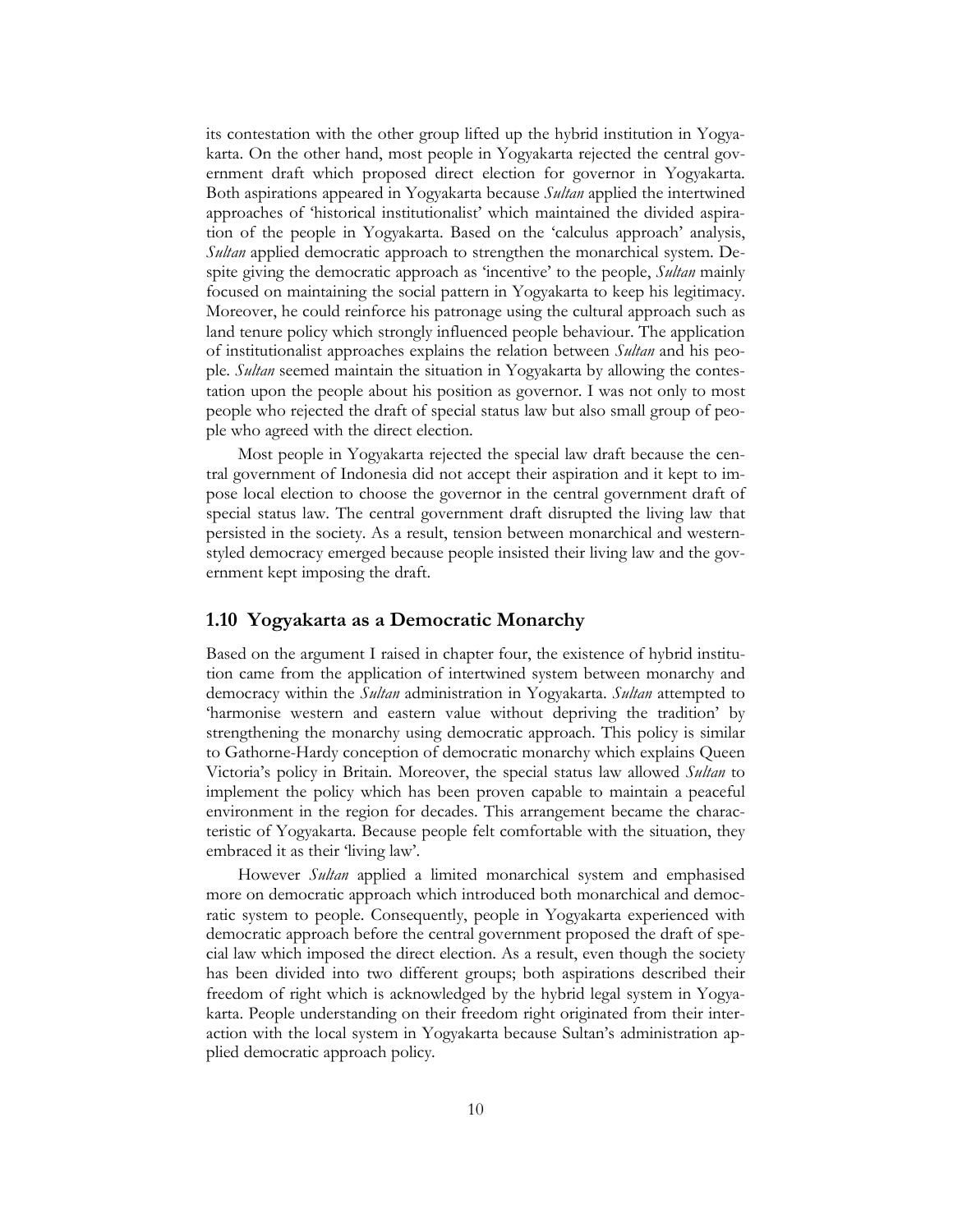its contestation with the other group lifted up the hybrid institution in Yogyakarta. On the other hand, most people in Yogyakarta rejected the central government draft which proposed direct election for governor in Yogyakarta. Both aspirations appeared in Yogyakarta because *Sultan* applied the intertwined approaches of 'historical institutionalist' which maintained the divided aspiration of the people in Yogyakarta. Based on the 'calculus approach' analysis, *Sultan* applied democratic approach to strengthen the monarchical system. Despite giving the democratic approach as 'incentive' to the people, *Sultan* mainly focused on maintaining the social pattern in Yogyakarta to keep his legitimacy. Moreover, he could reinforce his patronage using the cultural approach such as land tenure policy which strongly influenced people behaviour. The application of institutionalist approaches explains the relation between *Sultan* and his people. *Sultan* seemed maintain the situation in Yogyakarta by allowing the contestation upon the people about his position as governor. I was not only to most people who rejected the draft of special status law but also small group of people who agreed with the direct election.

Most people in Yogyakarta rejected the special law draft because the central government of Indonesia did not accept their aspiration and it kept to impose local election to choose the governor in the central government draft of special status law. The central government draft disrupted the living law that persisted in the society. As a result, tension between monarchical and western-styled democracy emerged because people insisted their living law and the government kept imposing the draft.

## 1.10 Yogyakarta as a Democratic Monarchy

Based on the argument I raised in chapter four, the existence of hybrid institution came from the application of intertwined system between monarchy and democracy within the *Sultan* administration in Yogyakarta. *Sultan* attempted to 'harmonise western and eastern value without depriving the tradition' by strengthening the monarchy using democratic approach. This policy is similar to Gathorne-Hardy conception of democratic monarchy which explains Queen Victoria's policy in Britain. Moreover, the special status law allowed *Sultan* to implement the policy which has been proven capable to maintain a peaceful environment in the region for decades. This arrangement became the characteristic of Yogyakarta. Because people felt comfortable with the situation, they embraced it as their 'living law'.

However *Sultan* applied a limited monarchical system and emphasised more on democratic approach which introduced both monarchical and democratic system to people. Consequently, people in Yogyakarta experienced with democratic approach before the central government proposed the draft of special law which imposed the direct election. As a result, even though the society has been divided into two different groups; both aspirations described their freedom of right which is acknowledged by the hybrid legal system in Yogyakarta. People understanding on their freedom right originated from their interaction with the local system in Yogyakarta because Sultan's administration applied democratic approach policy.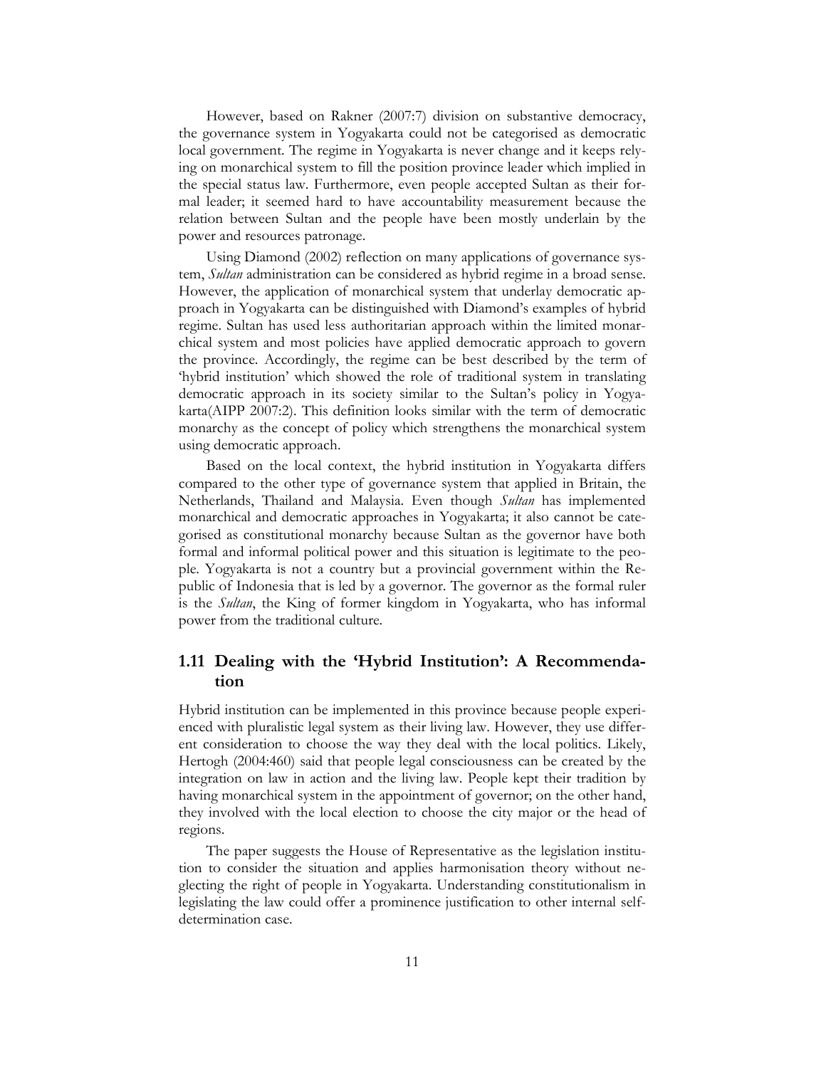However, based on Rakner (2007:7) division on substantive democracy, the governance system in Yogyakarta could not be categorised as democratic local government. The regime in Yogyakarta is never change and it keeps relying on monarchical system to fill the position province leader which implied in the special status law. Furthermore, even people accepted Sultan as their formal leader; it seemed hard to have accountability measurement because the relation between Sultan and the people have been mostly underlain by the power and resources patronage.

Using Diamond (2002) reflection on many applications of governance system, *Sultan* administration can be considered as hybrid regime in a broad sense. However, the application of monarchical system that underlay democratic approach in Yogyakarta can be distinguished with Diamond's examples of hybrid regime. Sultan has used less authoritarian approach within the limited monarchical system and most policies have applied democratic approach to govern the province. Accordingly, the regime can be best described by the term of 'hybrid institution' which showed the role of traditional system in translating democratic approach in its society similar to the Sultan's policy in Yogyakarta(AIPP 2007:2). This definition looks similar with the term of democratic monarchy as the concept of policy which strengthens the monarchical system using democratic approach.

Based on the local context, the hybrid institution in Yogyakarta differs compared to the other type of governance system that applied in Britain, the Netherlands, Thailand and Malaysia. Even though *Sultan* has implemented monarchical and democratic approaches in Yogyakarta; it also cannot be categorised as constitutional monarchy because Sultan as the governor have both formal and informal political power and this situation is legitimate to the people. Yogyakarta is not a country but a provincial government within the Republic of Indonesia that is led by a governor. The governor as the formal ruler is the *Sultan*, the King of former kingdom in Yogyakarta, who has informal power from the traditional culture.

## 1.11 Dealing with the 'Hybrid Institution': A Recommendation

Hybrid institution can be implemented in this province because people experienced with pluralistic legal system as their living law. However, they use different consideration to choose the way they deal with the local politics. Likely, Hertogh (2004:460) said that people legal consciousness can be created by the integration on law in action and the living law. People kept their tradition by having monarchical system in the appointment of governor; on the other hand, they involved with the local election to choose the city major or the head of regions.

The paper suggests the House of Representative as the legislation institution to consider the situation and applies harmonisation theory without neglecting the right of people in Yogyakarta. Understanding constitutionalism in legislating the law could offer a prominence justification to other internal self-determination case.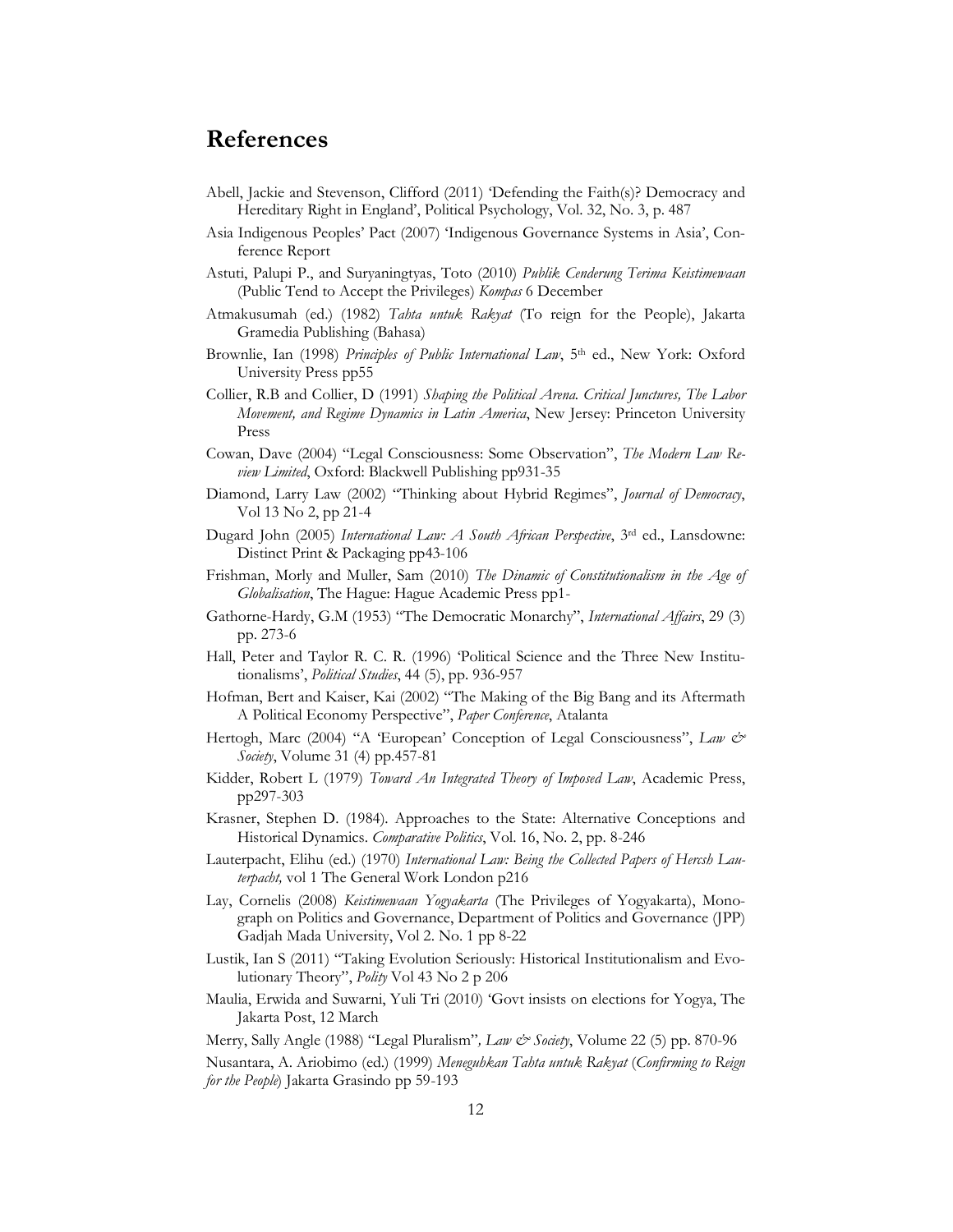# References

Abell, Jackie and Stevenson, Clifford (2011) 'Defending the Faith(s)? Democracy and Hereditary Right in England', Political Psychology, Vol. 32, No. 3, p. 487

Asia Indigenous Peoples' Pact (2007) 'Indigenous Governance Systems in Asia', Conference Report

Astuti, Palupi P., and Suryaningtyas, Toto (2010) *Publik Cenderung Terima Keistimewaan* (Public Tend to Accept the Privileges) *Kompas* 6 December

Atmakusumah (ed.) (1982) *Tahta untuk Rakyat* (To reign for the People), Jakarta Gramedia Publishing (Bahasa)

Brownlie, Ian (1998) *Principles of Public International Law*, 5th ed., New York: Oxford University Press pp55

Collier, R.B and Collier, D (1991) *Shaping the Political Arena. Critical Junctures, The Labor Movement, and Regime Dynamics in Latin America*, New Jersey: Princeton University Press

Cowan, Dave (2004) "Legal Consciousness: Some Observation", *The Modern Law Review Limited*, Oxford: Blackwell Publishing pp931-35

Diamond, Larry Law (2002) "Thinking about Hybrid Regimes", *Journal of Democracy*, Vol 13 No 2, pp 21-4

Dugard John (2005) *International Law: A South African Perspective*, 3rd ed., Lansdowne: Distinct Print & Packaging pp43-106

Frishman, Morly and Muller, Sam (2010) *The Dinamic of Constitutionalism in the Age of Globalisation*, The Hague: Hague Academic Press pp1-

Gathorne-Hardy, G.M (1953) "The Democratic Monarchy", *International Affairs*, 29 (3) pp. 273-6

Hall, Peter and Taylor R. C. R. (1996) 'Political Science and the Three New Institutionalisms', *Political Studies*, 44 (5), pp. 936-957

Hofman, Bert and Kaiser, Kai (2002) "The Making of the Big Bang and its Aftermath A Political Economy Perspective", *Paper Conference*, Atalanta

Hertogh, Marc (2004) "A 'European' Conception of Legal Consciousness", *Law & Society*, Volume 31 (4) pp.457-81

Kidder, Robert L (1979) *Toward An Integrated Theory of Imposed Law*, Academic Press, pp297-303

Krasner, Stephen D. (1984). Approaches to the State: Alternative Conceptions and Historical Dynamics. *Comparative Politics*, Vol. 16, No. 2, pp. 8-246

Lauterpacht, Elihu (ed.) (1970) *International Law: Being the Collected Papers of Hercsh Lauterpacht,* vol 1 The General Work London p216

Lay, Cornelis (2008) *Keistimewaan Yogyakarta* (The Privileges of Yogyakarta), Monograph on Politics and Governance, Department of Politics and Governance (JPP) Gadjah Mada University, Vol 2. No. 1 pp 8-22

Lustik, Ian S (2011) "Taking Evolution Seriously: Historical Institutionalism and Evolutionary Theory", *Polity* Vol 43 No 2 p 206

Maulia, Erwida and Suwarni, Yuli Tri (2010) 'Govt insists on elections for Yogya, The Jakarta Post, 12 March

Merry, Sally Angle (1988) "Legal Pluralism"*, Law & Society*, Volume 22 (5) pp. 870-96

Nusantara, A. Ariobimo (ed.) (1999) *Meneguhkan Tahta untuk Rakyat* (*Confirming to Reign for the People*) Jakarta Grasindo pp 59-193